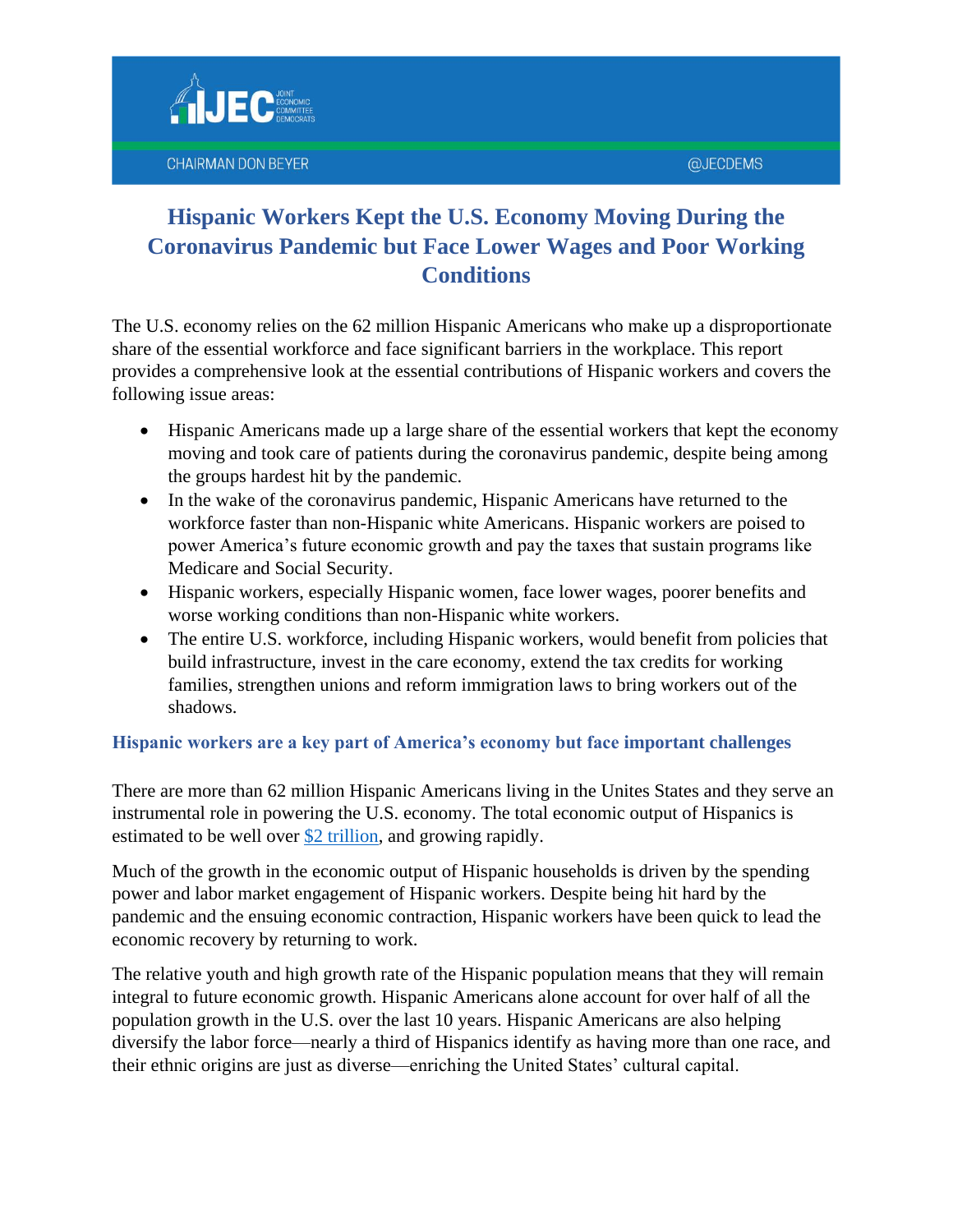JOINT ECONOMIC COMMITTEE DEMOCRATS

CHAIRMAN DON BEYER @JECDEMS

# Hispanic Workers Kept the U.S. Economy Moving During the Coronavirus Pandemic but Face Lower Wages and Poor Working Conditions

The U.S. economy relies on the 62 million Hispanic Americans who make up a disproportionate share of the essential workforce and face significant barriers in the workplace. This report provides a comprehensive look at the essential contributions of Hispanic workers and covers the following issue areas:

- Hispanic Americans made up a large share of the essential workers that kept the economy moving and took care of patients during the coronavirus pandemic, despite being among the groups hardest hit by the pandemic.
- In the wake of the coronavirus pandemic, Hispanic Americans have returned to the workforce faster than non-Hispanic white Americans. Hispanic workers are poised to power America's future economic growth and pay the taxes that sustain programs like Medicare and Social Security.
- Hispanic workers, especially Hispanic women, face lower wages, poorer benefits and worse working conditions than non-Hispanic white workers.
- The entire U.S. workforce, including Hispanic workers, would benefit from policies that build infrastructure, invest in the care economy, extend the tax credits for working families, strengthen unions and reform immigration laws to bring workers out of the shadows.

## Hispanic workers are a key part of America's economy but face important challenges

There are more than 62 million Hispanic Americans living in the Unites States and they serve an instrumental role in powering the U.S. economy. The total economic output of Hispanics is estimated to be well over $2 trillion, and growing rapidly.

Much of the growth in the economic output of Hispanic households is driven by the spending power and labor market engagement of Hispanic workers. Despite being hit hard by the pandemic and the ensuing economic contraction, Hispanic workers have been quick to lead the economic recovery by returning to work.

The relative youth and high growth rate of the Hispanic population means that they will remain integral to future economic growth. Hispanic Americans alone account for over half of all the population growth in the U.S. over the last 10 years. Hispanic Americans are also helping diversify the labor force—nearly a third of Hispanics identify as having more than one race, and their ethnic origins are just as diverse—enriching the United States' cultural capital.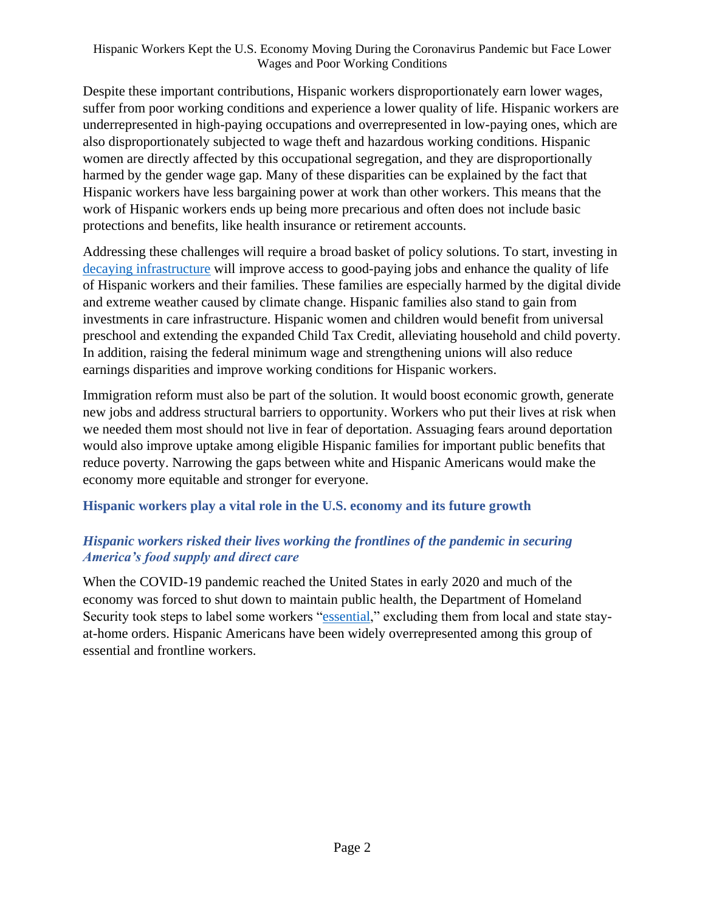Despite these important contributions, Hispanic workers disproportionately earn lower wages, suffer from poor working conditions and experience a lower quality of life. Hispanic workers are underrepresented in high-paying occupations and overrepresented in low-paying ones, which are also disproportionately subjected to wage theft and hazardous working conditions. Hispanic women are directly affected by this occupational segregation, and they are disproportionally harmed by the gender wage gap. Many of these disparities can be explained by the fact that Hispanic workers have less bargaining power at work than other workers. This means that the work of Hispanic workers ends up being more precarious and often does not include basic protections and benefits, like health insurance or retirement accounts.

Addressing these challenges will require a broad basket of policy solutions. To start, investing in decaying infrastructure will improve access to good-paying jobs and enhance the quality of life of Hispanic workers and their families. These families are especially harmed by the digital divide and extreme weather caused by climate change. Hispanic families also stand to gain from investments in care infrastructure. Hispanic women and children would benefit from universal preschool and extending the expanded Child Tax Credit, alleviating household and child poverty. In addition, raising the federal minimum wage and strengthening unions will also reduce earnings disparities and improve working conditions for Hispanic workers.

Immigration reform must also be part of the solution. It would boost economic growth, generate new jobs and address structural barriers to opportunity. Workers who put their lives at risk when we needed them most should not live in fear of deportation. Assuaging fears around deportation would also improve uptake among eligible Hispanic families for important public benefits that reduce poverty. Narrowing the gaps between white and Hispanic Americans would make the economy more equitable and stronger for everyone.

## Hispanic workers play a vital role in the U.S. economy and its future growth

### *Hispanic workers risked their lives working the frontlines of the pandemic in securing America's food supply and direct care*

When the COVID-19 pandemic reached the United States in early 2020 and much of the economy was forced to shut down to maintain public health, the Department of Homeland Security took steps to label some workers "essential," excluding them from local and state stay-at-home orders. Hispanic Americans have been widely overrepresented among this group of essential and frontline workers.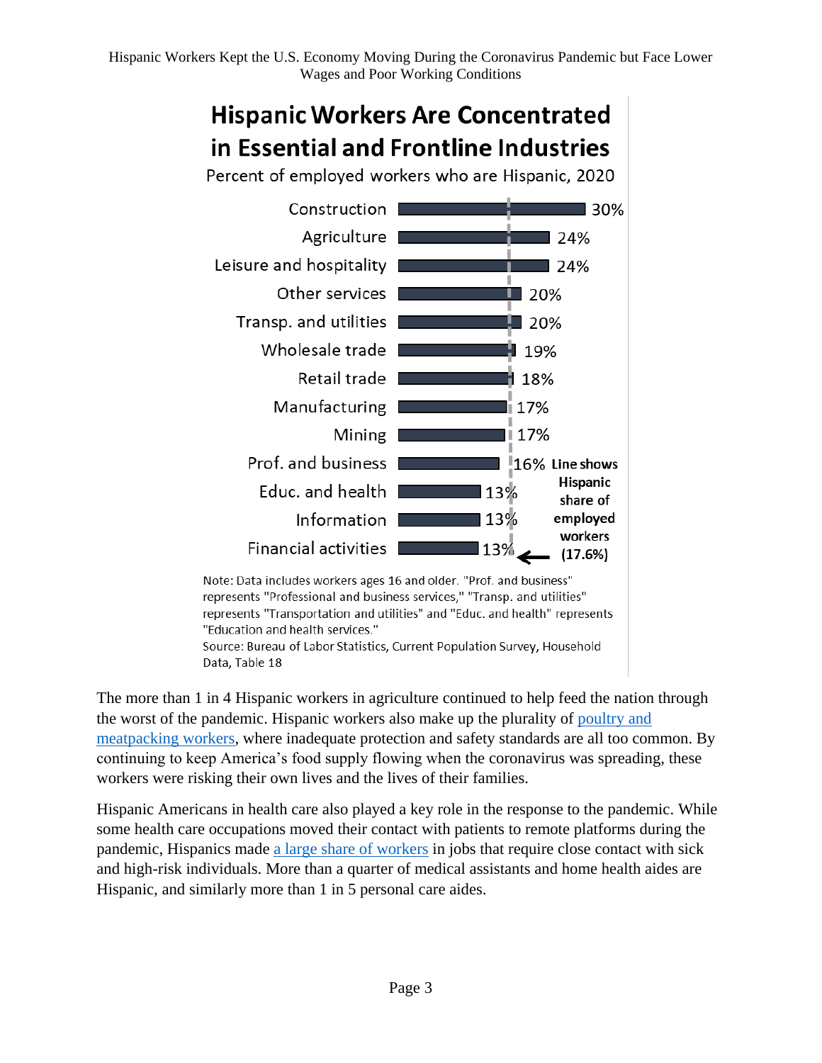## Hispanic Workers Are Concentrated in Essential and Frontline Industries

Percent of employed workers who are Hispanic, 2020

| Industry | Percent |
| --- | --- |
| Construction | 30% |
| Agriculture | 24% |
| Leisure and hospitality | 24% |
| Other services | 20% |
| Transp. and utilities | 20% |
| Wholesale trade | 19% |
| Retail trade | 18% |
| Manufacturing | 17% |
| Mining | 17% |
| Prof. and business | 16% |
| Educ. and health | 13% |
| Information | 13% |
| Financial activities | 13% |

Line shows Hispanic share of employed workers (17.6%)

Note: Data includes workers ages 16 and older. "Prof. and business" represents "Professional and business services," "Transp. and utilities" represents "Transportation and utilities" and "Educ. and health" represents "Education and health services."

Source: Bureau of Labor Statistics, Current Population Survey, Household Data, Table 18

The more than 1 in 4 Hispanic workers in agriculture continued to help feed the nation through the worst of the pandemic. Hispanic workers also make up the plurality of poultry and meatpacking workers, where inadequate protection and safety standards are all too common. By continuing to keep America's food supply flowing when the coronavirus was spreading, these workers were risking their own lives and the lives of their families.

Hispanic Americans in health care also played a key role in the response to the pandemic. While some health care occupations moved their contact with patients to remote platforms during the pandemic, Hispanics made a large share of workers in jobs that require close contact with sick and high-risk individuals. More than a quarter of medical assistants and home health aides are Hispanic, and similarly more than 1 in 5 personal care aides.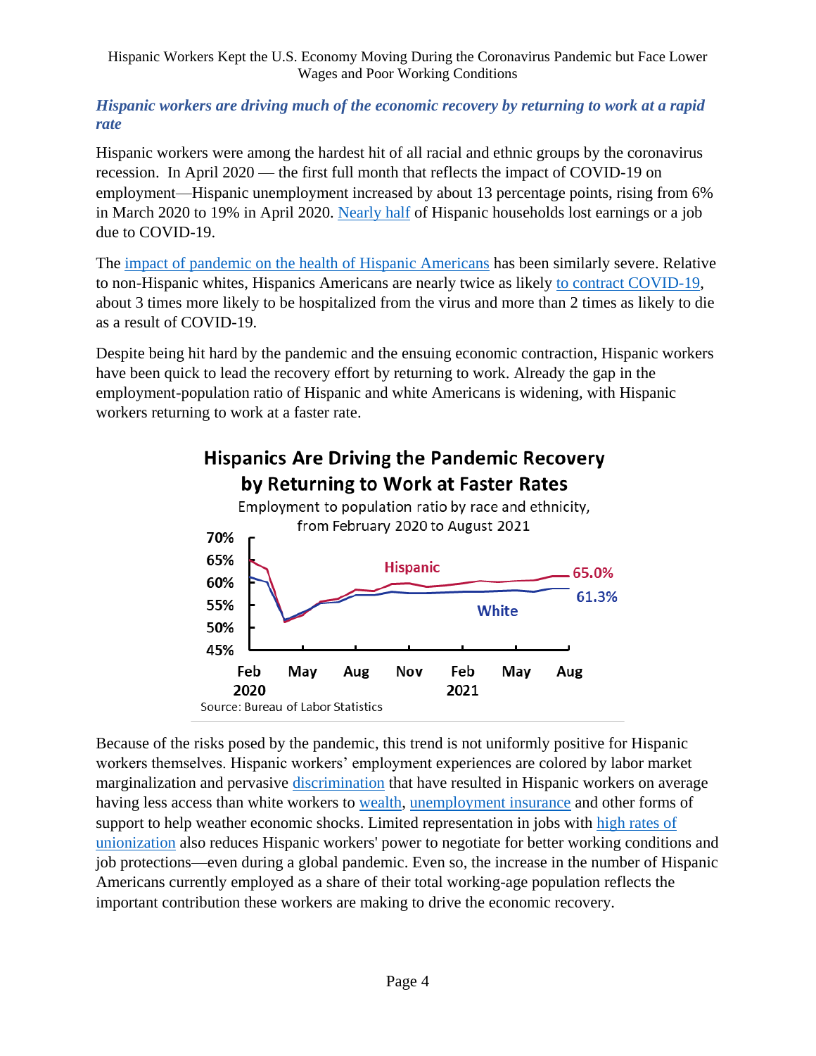### *Hispanic workers are driving much of the economic recovery by returning to work at a rapid rate*

Hispanic workers were among the hardest hit of all racial and ethnic groups by the coronavirus recession. In April 2020 — the first full month that reflects the impact of COVID-19 on employment—Hispanic unemployment increased by about 13 percentage points, rising from 6% in March 2020 to 19% in April 2020. Nearly half of Hispanic households lost earnings or a job due to COVID-19.

The impact of pandemic on the health of Hispanic Americans has been similarly severe. Relative to non-Hispanic whites, Hispanics Americans are nearly twice as likely to contract COVID-19, about 3 times more likely to be hospitalized from the virus and more than 2 times as likely to die as a result of COVID-19.

Despite being hit hard by the pandemic and the ensuing economic contraction, Hispanic workers have been quick to lead the recovery effort by returning to work. Already the gap in the employment-population ratio of Hispanic and white Americans is widening, with Hispanic workers returning to work at a faster rate.

**Hispanics Are Driving the Pandemic Recovery by Returning to Work at Faster Rates**

Employment to population ratio by race and ethnicity, from February 2020 to August 2021

Hispanic: 65.0%
White: 61.3%

Source: Bureau of Labor Statistics

Because of the risks posed by the pandemic, this trend is not uniformly positive for Hispanic workers themselves. Hispanic workers' employment experiences are colored by labor market marginalization and pervasive discrimination that have resulted in Hispanic workers on average having less access than white workers to wealth, unemployment insurance and other forms of support to help weather economic shocks. Limited representation in jobs with high rates of unionization also reduces Hispanic workers' power to negotiate for better working conditions and job protections—even during a global pandemic. Even so, the increase in the number of Hispanic Americans currently employed as a share of their total working-age population reflects the important contribution these workers are making to drive the economic recovery.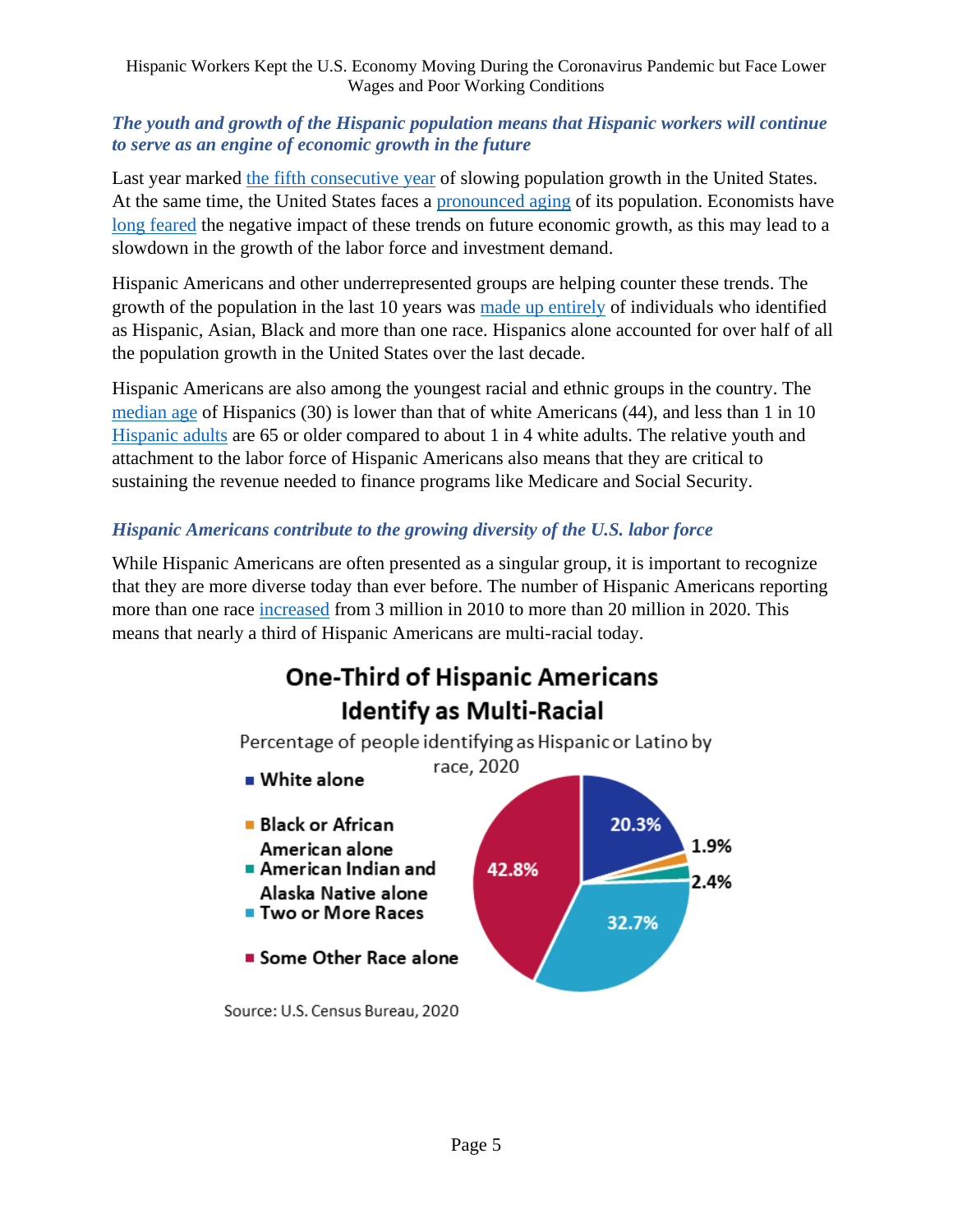### *The youth and growth of the Hispanic population means that Hispanic workers will continue to serve as an engine of economic growth in the future*

Last year marked the fifth consecutive year of slowing population growth in the United States. At the same time, the United States faces a pronounced aging of its population. Economists have long feared the negative impact of these trends on future economic growth, as this may lead to a slowdown in the growth of the labor force and investment demand.

Hispanic Americans and other underrepresented groups are helping counter these trends. The growth of the population in the last 10 years was made up entirely of individuals who identified as Hispanic, Asian, Black and more than one race. Hispanics alone accounted for over half of all the population growth in the United States over the last decade.

Hispanic Americans are also among the youngest racial and ethnic groups in the country. The median age of Hispanics (30) is lower than that of white Americans (44), and less than 1 in 10 Hispanic adults are 65 or older compared to about 1 in 4 white adults. The relative youth and attachment to the labor force of Hispanic Americans also means that they are critical to sustaining the revenue needed to finance programs like Medicare and Social Security.

### *Hispanic Americans contribute to the growing diversity of the U.S. labor force*

While Hispanic Americans are often presented as a singular group, it is important to recognize that they are more diverse today than ever before. The number of Hispanic Americans reporting more than one race increased from 3 million in 2010 to more than 20 million in 2020. This means that nearly a third of Hispanic Americans are multi-racial today.

**One-Third of Hispanic Americans Identify as Multi-Racial**

Percentage of people identifying as Hispanic or Latino by race, 2020

| Race | Percentage |
|---|---|
| White alone | 20.3% |
| Black or African American alone | 1.9% |
| American Indian and Alaska Native alone | 2.4% |
| Two or More Races | 32.7% |
| Some Other Race alone | 42.8% |

Source: U.S. Census Bureau, 2020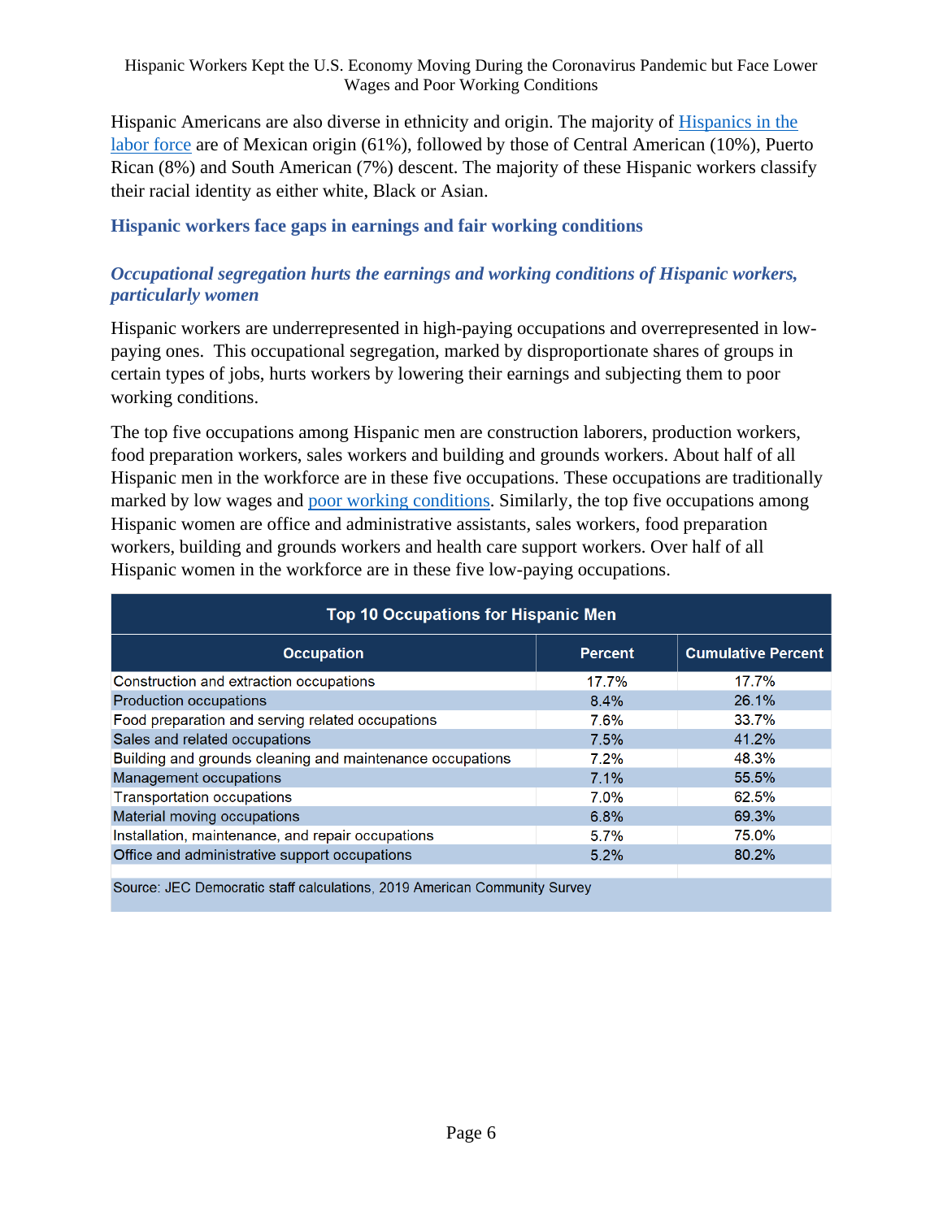Hispanic Americans are also diverse in ethnicity and origin. The majority of Hispanics in the labor force are of Mexican origin (61%), followed by those of Central American (10%), Puerto Rican (8%) and South American (7%) descent. The majority of these Hispanic workers classify their racial identity as either white, Black or Asian.

## Hispanic workers face gaps in earnings and fair working conditions

### *Occupational segregation hurts the earnings and working conditions of Hispanic workers, particularly women*

Hispanic workers are underrepresented in high-paying occupations and overrepresented in low-paying ones. This occupational segregation, marked by disproportionate shares of groups in certain types of jobs, hurts workers by lowering their earnings and subjecting them to poor working conditions.

The top five occupations among Hispanic men are construction laborers, production workers, food preparation workers, sales workers and building and grounds workers. About half of all Hispanic men in the workforce are in these five occupations. These occupations are traditionally marked by low wages and poor working conditions. Similarly, the top five occupations among Hispanic women are office and administrative assistants, sales workers, food preparation workers, building and grounds workers and health care support workers. Over half of all Hispanic women in the workforce are in these five low-paying occupations.

**Top 10 Occupations for Hispanic Men**

| Occupation | Percent | Cumulative Percent |
|---|---|---|
| Construction and extraction occupations | 17.7% | 17.7% |
| Production occupations | 8.4% | 26.1% |
| Food preparation and serving related occupations | 7.6% | 33.7% |
| Sales and related occupations | 7.5% | 41.2% |
| Building and grounds cleaning and maintenance occupations | 7.2% | 48.3% |
| Management occupations | 7.1% | 55.5% |
| Transportation occupations | 7.0% | 62.5% |
| Material moving occupations | 6.8% | 69.3% |
| Installation, maintenance, and repair occupations | 5.7% | 75.0% |
| Office and administrative support occupations | 5.2% | 80.2% |

Source: JEC Democratic staff calculations, 2019 American Community Survey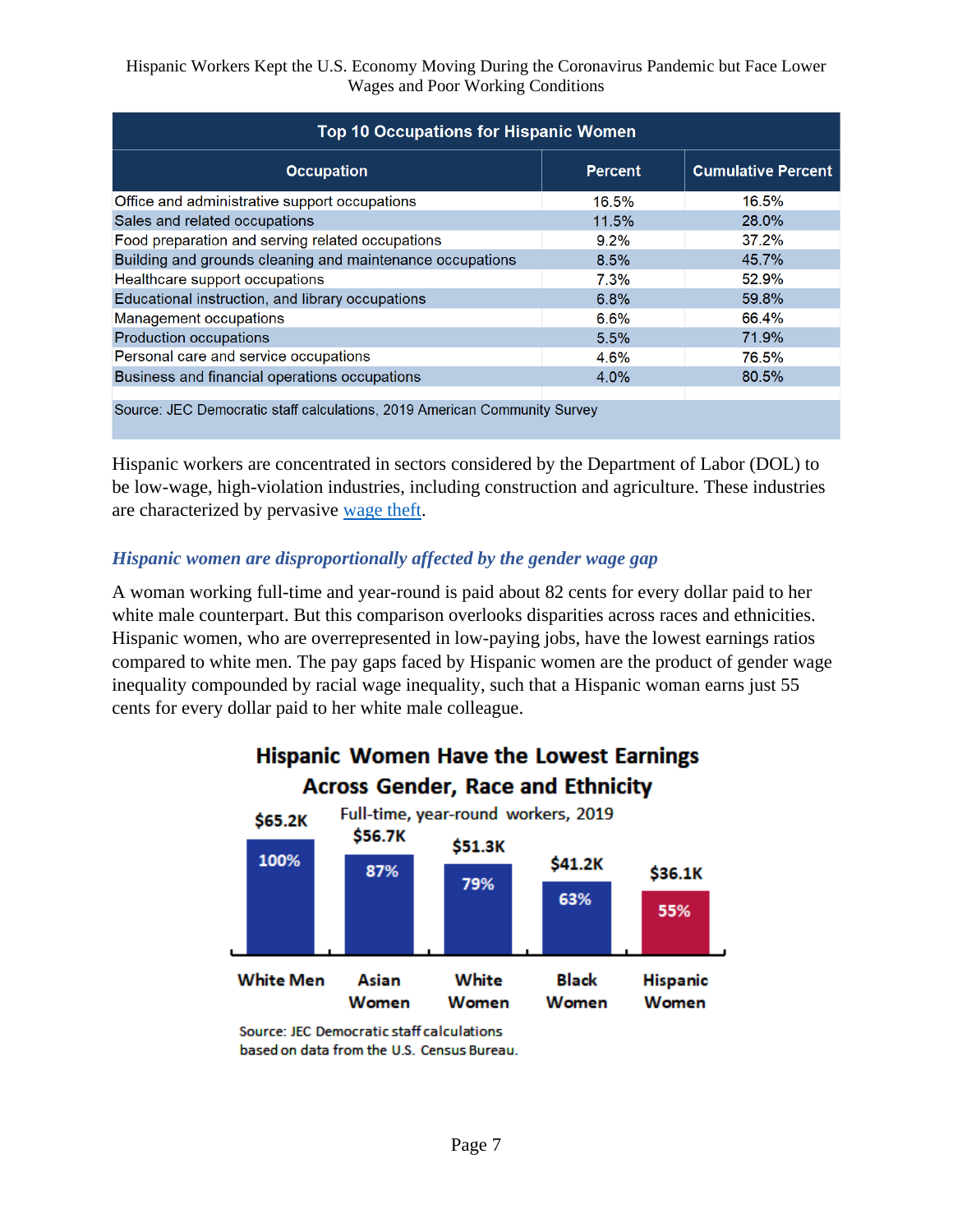| Top 10 Occupations for Hispanic Women | | |
|---|---|---|
| **Occupation** | **Percent** | **Cumulative Percent** |
| Office and administrative support occupations | 16.5% | 16.5% |
| Sales and related occupations | 11.5% | 28.0% |
| Food preparation and serving related occupations | 9.2% | 37.2% |
| Building and grounds cleaning and maintenance occupations | 8.5% | 45.7% |
| Healthcare support occupations | 7.3% | 52.9% |
| Educational instruction, and library occupations | 6.8% | 59.8% |
| Management occupations | 6.6% | 66.4% |
| Production occupations | 5.5% | 71.9% |
| Personal care and service occupations | 4.6% | 76.5% |
| Business and financial operations occupations | 4.0% | 80.5% |

Source: JEC Democratic staff calculations, 2019 American Community Survey

Hispanic workers are concentrated in sectors considered by the Department of Labor (DOL) to be low-wage, high-violation industries, including construction and agriculture. These industries are characterized by pervasive wage theft.

### *Hispanic women are disproportionally affected by the gender wage gap*

A woman working full-time and year-round is paid about 82 cents for every dollar paid to her white male counterpart. But this comparison overlooks disparities across races and ethnicities. Hispanic women, who are overrepresented in low-paying jobs, have the lowest earnings ratios compared to white men. The pay gaps faced by Hispanic women are the product of gender wage inequality compounded by racial wage inequality, such that a Hispanic woman earns just 55 cents for every dollar paid to her white male colleague.

**Hispanic Women Have the Lowest Earnings Across Gender, Race and Ethnicity**

Full-time, year-round workers, 2019

| Group | Earnings | Percent of White Men |
|---|---|---|
| White Men | $65.2K | 100% |
| Asian Women | $56.7K | 87% |
| White Women | $51.3K | 79% |
| Black Women | $41.2K | 63% |
| Hispanic Women | $36.1K | 55% |

Source: JEC Democratic staff calculations based on data from the U.S. Census Bureau.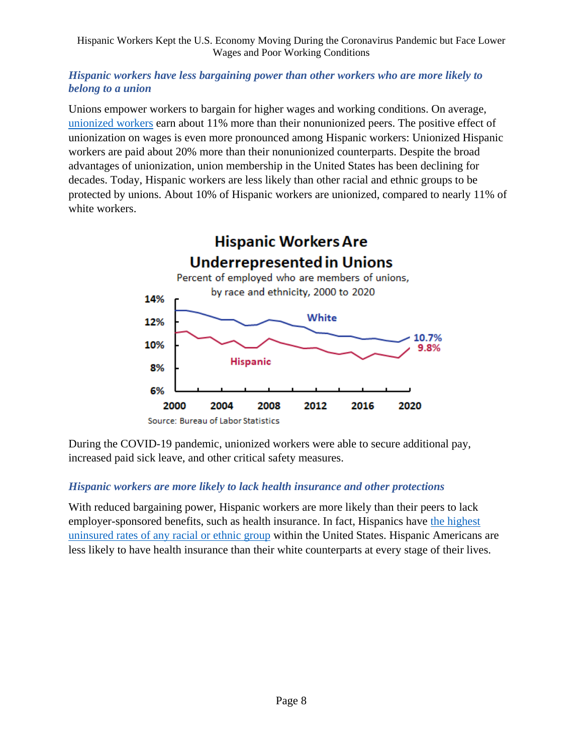### *Hispanic workers have less bargaining power than other workers who are more likely to belong to a union*

Unions empower workers to bargain for higher wages and working conditions. On average, unionized workers earn about 11% more than their nonunionized peers. The positive effect of unionization on wages is even more pronounced among Hispanic workers: Unionized Hispanic workers are paid about 20% more than their nonunionized counterparts. Despite the broad advantages of unionization, union membership in the United States has been declining for decades. Today, Hispanic workers are less likely than other racial and ethnic groups to be protected by unions. About 10% of Hispanic workers are unionized, compared to nearly 11% of white workers.

**Hispanic Workers Are Underrepresented in Unions**

Percent of employed who are members of unions, by race and ethnicity, 2000 to 2020

Source: Bureau of Labor Statistics

During the COVID-19 pandemic, unionized workers were able to secure additional pay, increased paid sick leave, and other critical safety measures.

### *Hispanic workers are more likely to lack health insurance and other protections*

With reduced bargaining power, Hispanic workers are more likely than their peers to lack employer-sponsored benefits, such as health insurance. In fact, Hispanics have the highest uninsured rates of any racial or ethnic group within the United States. Hispanic Americans are less likely to have health insurance than their white counterparts at every stage of their lives.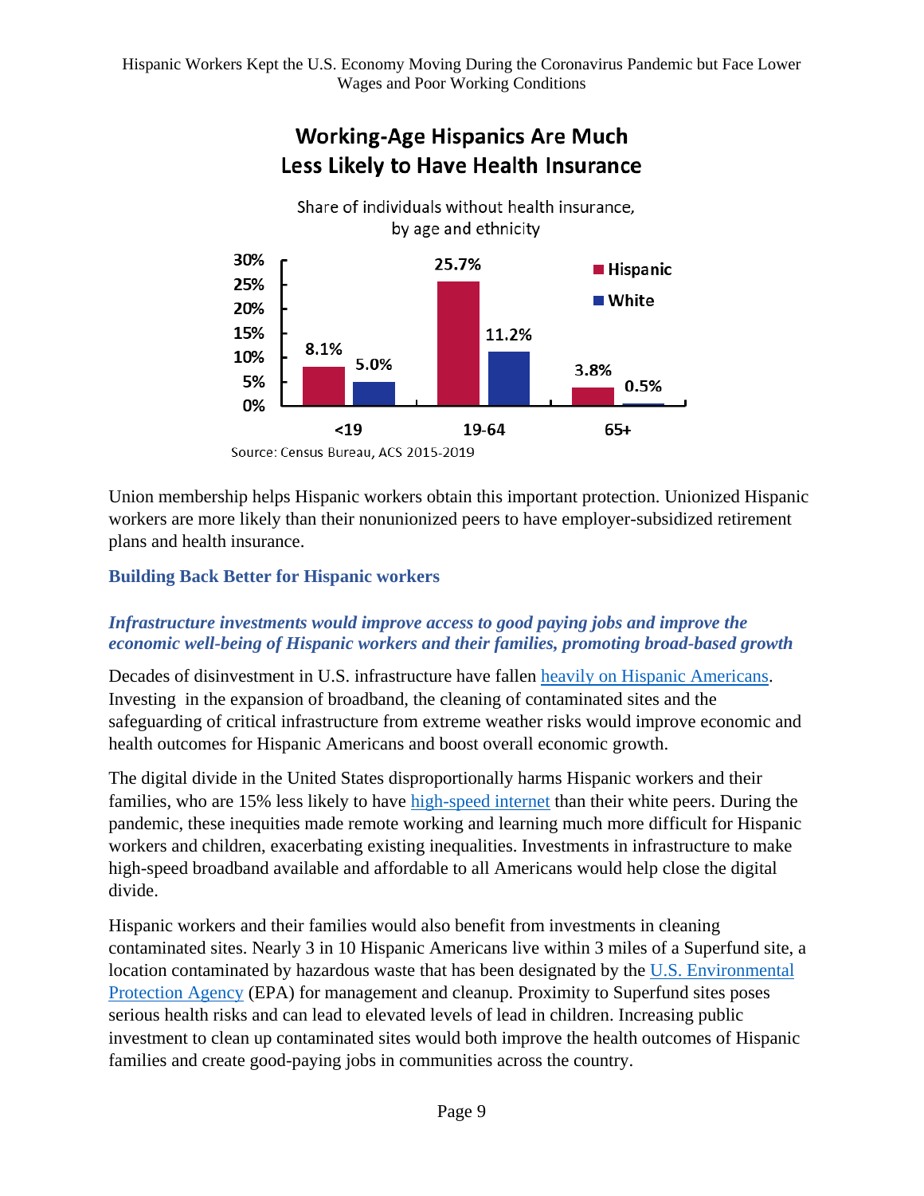**Working-Age Hispanics Are Much Less Likely to Have Health Insurance**

Share of individuals without health insurance, by age and ethnicity

| Age | Hispanic | White |
|---|---|---|
| <19 | 8.1% | 5.0% |
| 19-64 | 25.7% | 11.2% |
| 65+ | 3.8% | 0.5% |

Source: Census Bureau, ACS 2015-2019

Union membership helps Hispanic workers obtain this important protection. Unionized Hispanic workers are more likely than their nonunionized peers to have employer-subsidized retirement plans and health insurance.

## Building Back Better for Hispanic workers

### *Infrastructure investments would improve access to good paying jobs and improve the economic well-being of Hispanic workers and their families, promoting broad-based growth*

Decades of disinvestment in U.S. infrastructure have fallen heavily on Hispanic Americans. Investing in the expansion of broadband, the cleaning of contaminated sites and the safeguarding of critical infrastructure from extreme weather risks would improve economic and health outcomes for Hispanic Americans and boost overall economic growth.

The digital divide in the United States disproportionally harms Hispanic workers and their families, who are 15% less likely to have high-speed internet than their white peers. During the pandemic, these inequities made remote working and learning much more difficult for Hispanic workers and children, exacerbating existing inequalities. Investments in infrastructure to make high-speed broadband available and affordable to all Americans would help close the digital divide.

Hispanic workers and their families would also benefit from investments in cleaning contaminated sites. Nearly 3 in 10 Hispanic Americans live within 3 miles of a Superfund site, a location contaminated by hazardous waste that has been designated by the U.S. Environmental Protection Agency (EPA) for management and cleanup. Proximity to Superfund sites poses serious health risks and can lead to elevated levels of lead in children. Increasing public investment to clean up contaminated sites would both improve the health outcomes of Hispanic families and create good-paying jobs in communities across the country.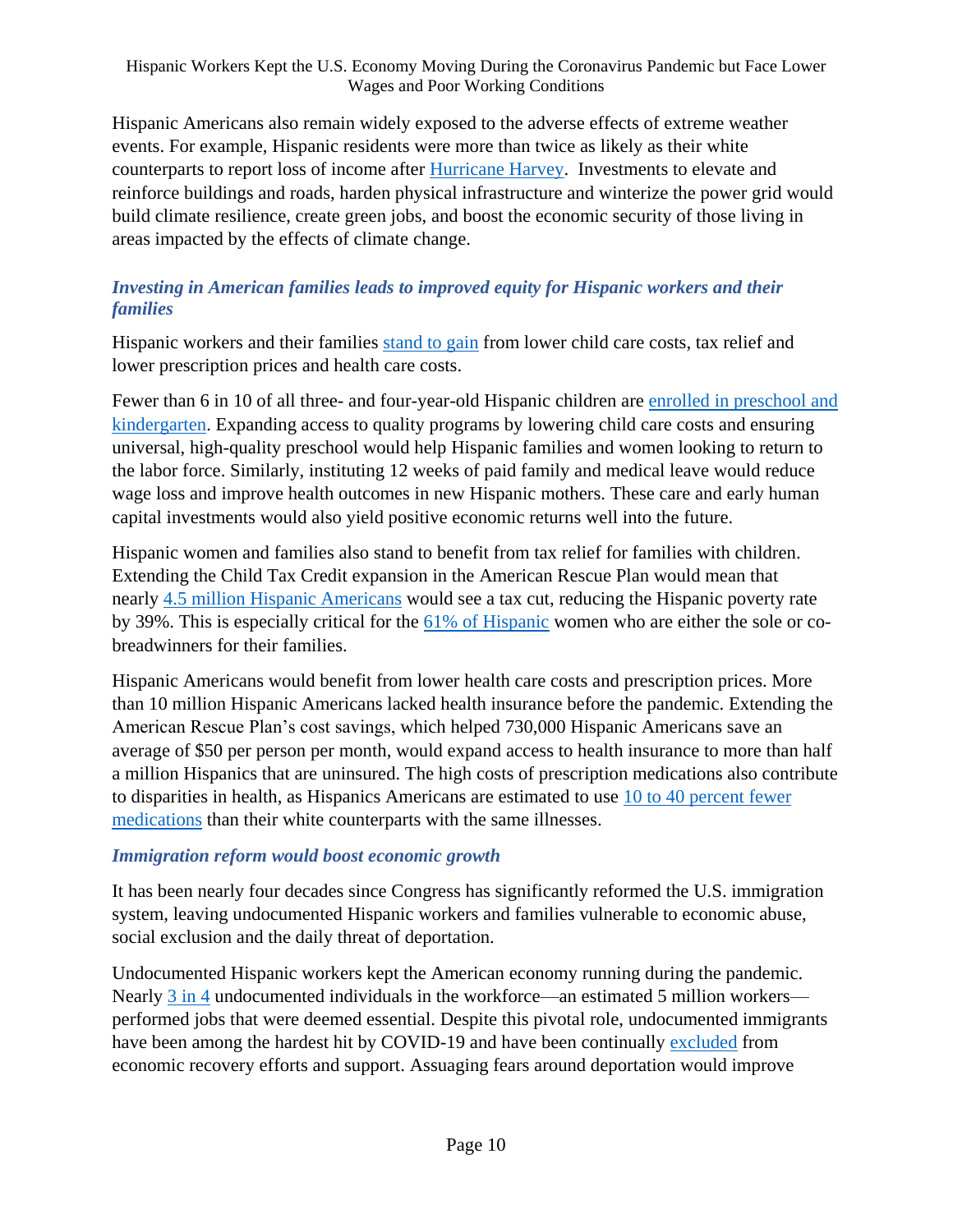Hispanic Americans also remain widely exposed to the adverse effects of extreme weather events. For example, Hispanic residents were more than twice as likely as their white counterparts to report loss of income after Hurricane Harvey. Investments to elevate and reinforce buildings and roads, harden physical infrastructure and winterize the power grid would build climate resilience, create green jobs, and boost the economic security of those living in areas impacted by the effects of climate change.

### *Investing in American families leads to improved equity for Hispanic workers and their families*

Hispanic workers and their families stand to gain from lower child care costs, tax relief and lower prescription prices and health care costs.

Fewer than 6 in 10 of all three- and four-year-old Hispanic children are enrolled in preschool and kindergarten. Expanding access to quality programs by lowering child care costs and ensuring universal, high-quality preschool would help Hispanic families and women looking to return to the labor force. Similarly, instituting 12 weeks of paid family and medical leave would reduce wage loss and improve health outcomes in new Hispanic mothers. These care and early human capital investments would also yield positive economic returns well into the future.

Hispanic women and families also stand to benefit from tax relief for families with children. Extending the Child Tax Credit expansion in the American Rescue Plan would mean that nearly 4.5 million Hispanic Americans would see a tax cut, reducing the Hispanic poverty rate by 39%. This is especially critical for the 61% of Hispanic women who are either the sole or co-breadwinners for their families.

Hispanic Americans would benefit from lower health care costs and prescription prices. More than 10 million Hispanic Americans lacked health insurance before the pandemic. Extending the American Rescue Plan's cost savings, which helped 730,000 Hispanic Americans save an average of $50 per person per month, would expand access to health insurance to more than half a million Hispanics that are uninsured. The high costs of prescription medications also contribute to disparities in health, as Hispanics Americans are estimated to use 10 to 40 percent fewer medications than their white counterparts with the same illnesses.

### *Immigration reform would boost economic growth*

It has been nearly four decades since Congress has significantly reformed the U.S. immigration system, leaving undocumented Hispanic workers and families vulnerable to economic abuse, social exclusion and the daily threat of deportation.

Undocumented Hispanic workers kept the American economy running during the pandemic. Nearly 3 in 4 undocumented individuals in the workforce—an estimated 5 million workers—performed jobs that were deemed essential. Despite this pivotal role, undocumented immigrants have been among the hardest hit by COVID-19 and have been continually excluded from economic recovery efforts and support. Assuaging fears around deportation would improve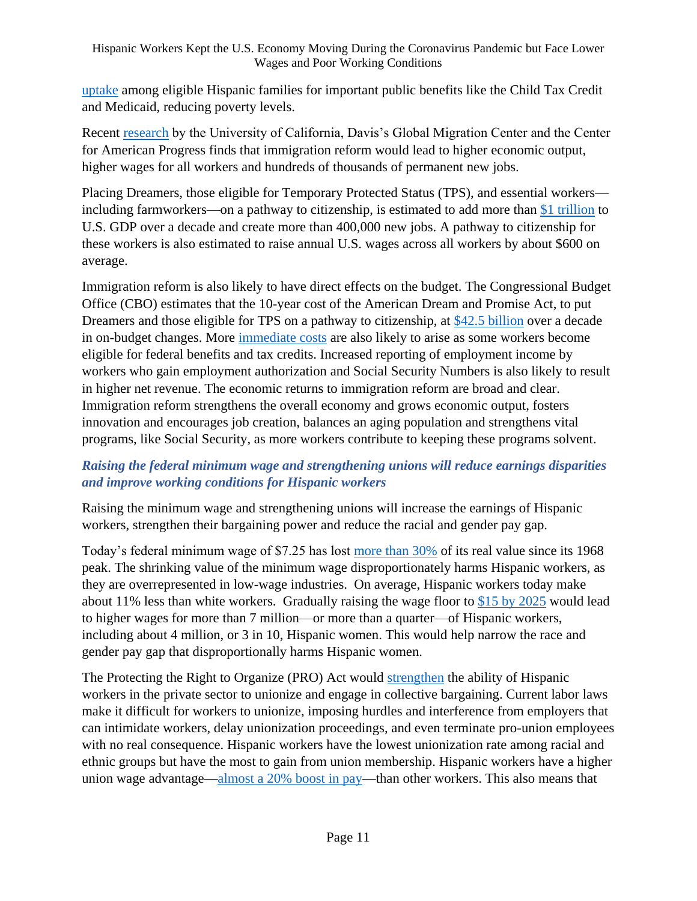uptake among eligible Hispanic families for important public benefits like the Child Tax Credit and Medicaid, reducing poverty levels.

Recent research by the University of California, Davis's Global Migration Center and the Center for American Progress finds that immigration reform would lead to higher economic output, higher wages for all workers and hundreds of thousands of permanent new jobs.

Placing Dreamers, those eligible for Temporary Protected Status (TPS), and essential workers—including farmworkers—on a pathway to citizenship, is estimated to add more than $1 trillion to U.S. GDP over a decade and create more than 400,000 new jobs. A pathway to citizenship for these workers is also estimated to raise annual U.S. wages across all workers by about $600 on average.

Immigration reform is also likely to have direct effects on the budget. The Congressional Budget Office (CBO) estimates that the 10-year cost of the American Dream and Promise Act, to put Dreamers and those eligible for TPS on a pathway to citizenship, at $42.5 billion over a decade in on-budget changes. More immediate costs are also likely to arise as some workers become eligible for federal benefits and tax credits. Increased reporting of employment income by workers who gain employment authorization and Social Security Numbers is also likely to result in higher net revenue. The economic returns to immigration reform are broad and clear. Immigration reform strengthens the overall economy and grows economic output, fosters innovation and encourages job creation, balances an aging population and strengthens vital programs, like Social Security, as more workers contribute to keeping these programs solvent.

### *Raising the federal minimum wage and strengthening unions will reduce earnings disparities and improve working conditions for Hispanic workers*

Raising the minimum wage and strengthening unions will increase the earnings of Hispanic workers, strengthen their bargaining power and reduce the racial and gender pay gap.

Today's federal minimum wage of $7.25 has lost more than 30% of its real value since its 1968 peak. The shrinking value of the minimum wage disproportionately harms Hispanic workers, as they are overrepresented in low-wage industries. On average, Hispanic workers today make about 11% less than white workers. Gradually raising the wage floor to $15 by 2025 would lead to higher wages for more than 7 million—or more than a quarter—of Hispanic workers, including about 4 million, or 3 in 10, Hispanic women. This would help narrow the race and gender pay gap that disproportionally harms Hispanic women.

The Protecting the Right to Organize (PRO) Act would strengthen the ability of Hispanic workers in the private sector to unionize and engage in collective bargaining. Current labor laws make it difficult for workers to unionize, imposing hurdles and interference from employers that can intimidate workers, delay unionization proceedings, and even terminate pro-union employees with no real consequence. Hispanic workers have the lowest unionization rate among racial and ethnic groups but have the most to gain from union membership. Hispanic workers have a higher union wage advantage—almost a 20% boost in pay—than other workers. This also means that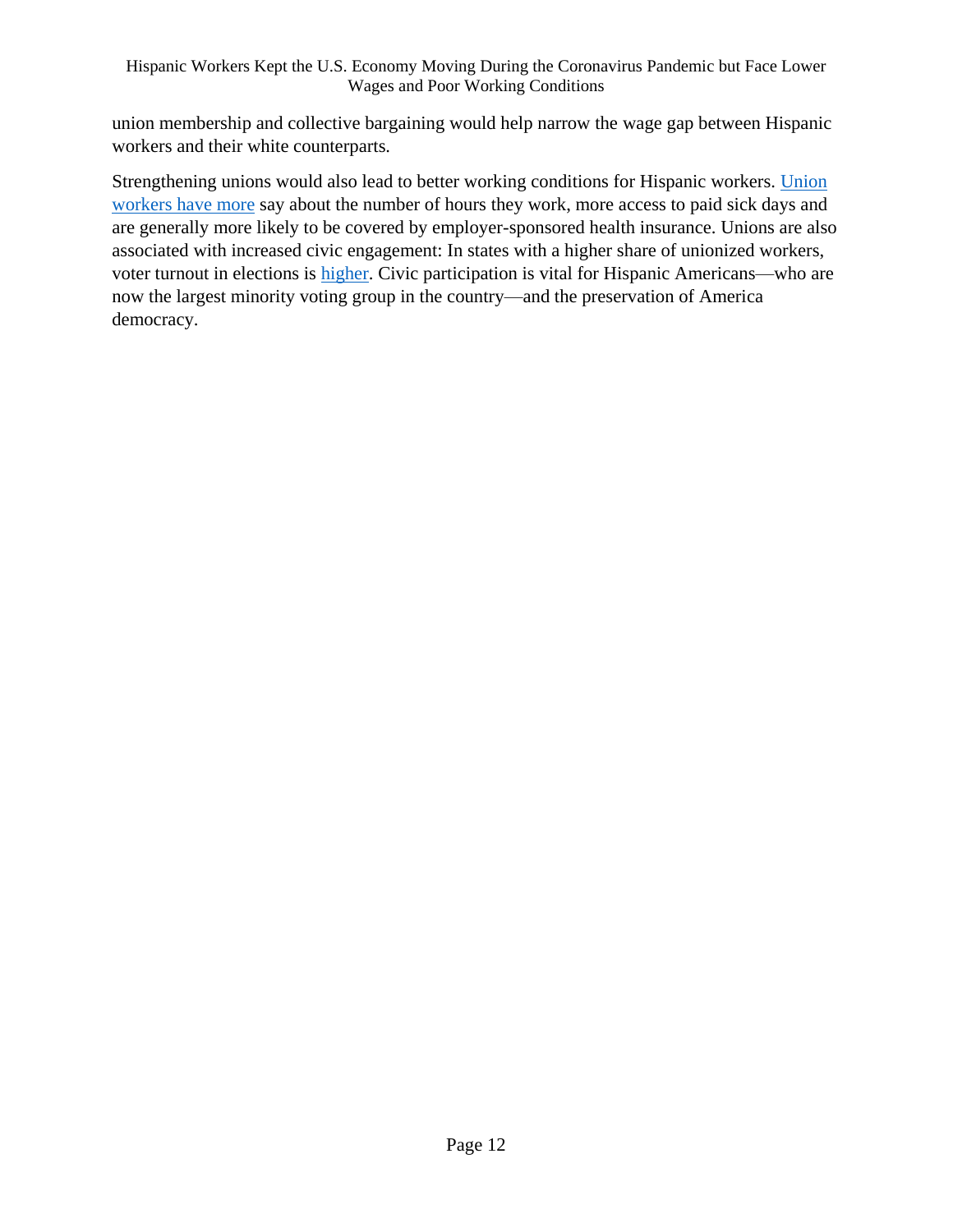union membership and collective bargaining would help narrow the wage gap between Hispanic workers and their white counterparts.

Strengthening unions would also lead to better working conditions for Hispanic workers. Union workers have more say about the number of hours they work, more access to paid sick days and are generally more likely to be covered by employer-sponsored health insurance. Unions are also associated with increased civic engagement: In states with a higher share of unionized workers, voter turnout in elections is higher. Civic participation is vital for Hispanic Americans—who are now the largest minority voting group in the country—and the preservation of America democracy.